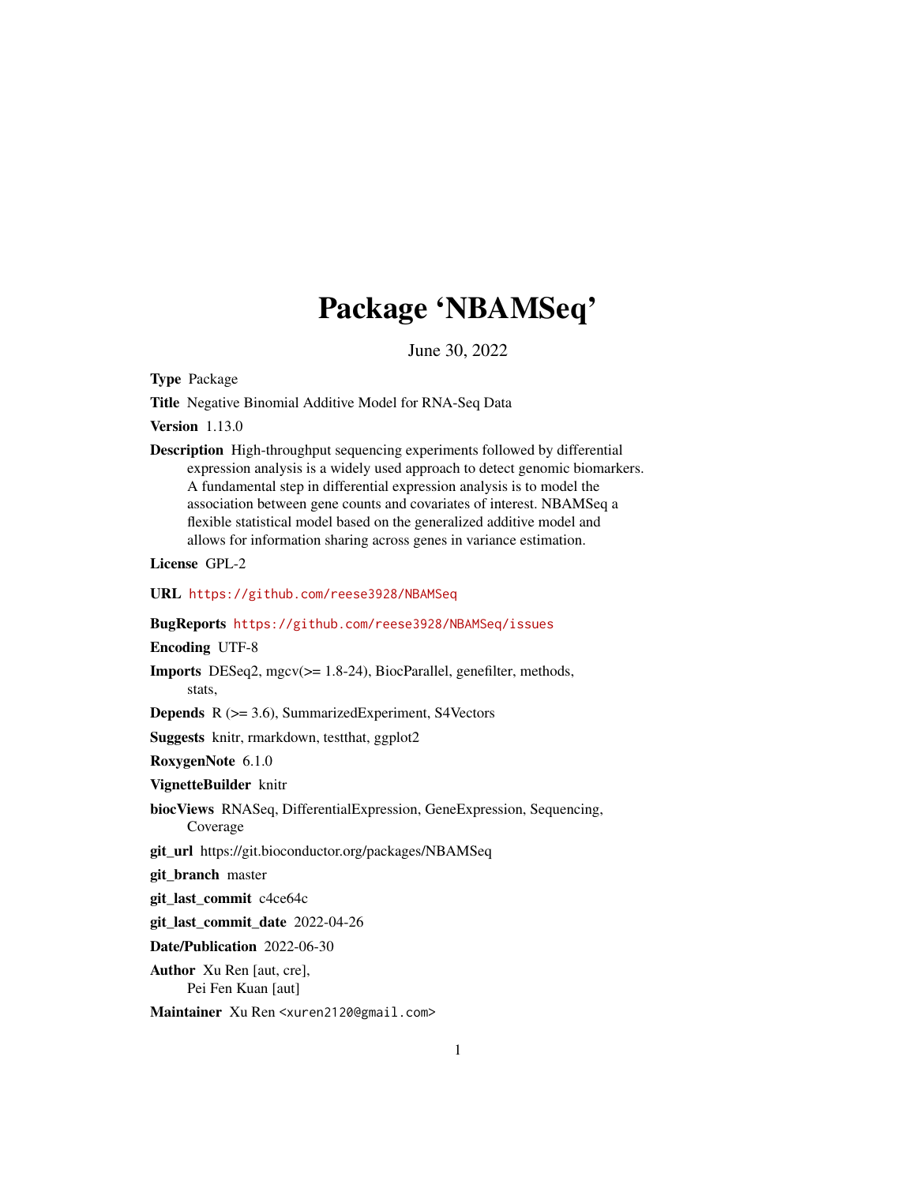# Package 'NBAMSeq'

June 30, 2022

**Type** Package

**Title** Negative Binomial Additive Model for RNA-Seq Data

**Version** 1.13.0

**Description** High-throughput sequencing experiments followed by differential expression analysis is a widely used approach to detect genomic biomarkers. A fundamental step in differential expression analysis is to model the association between gene counts and covariates of interest. NBAMSeq a flexible statistical model based on the generalized additive model and allows for information sharing across genes in variance estimation.

**License** GPL-2

**URL** https://github.com/reese3928/NBAMSeq

**BugReports** https://github.com/reese3928/NBAMSeq/issues

**Encoding** UTF-8

**Imports** DESeq2, mgcv(>= 1.8-24), BiocParallel, genefilter, methods, stats,

**Depends** R (>= 3.6), SummarizedExperiment, S4Vectors

**Suggests** knitr, rmarkdown, testthat, ggplot2

**RoxygenNote** 6.1.0

**VignetteBuilder** knitr

**biocViews** RNASeq, DifferentialExpression, GeneExpression, Sequencing, Coverage

**git_url** https://git.bioconductor.org/packages/NBAMSeq

**git_branch** master

**git_last_commit** c4ce64c

**git_last_commit_date** 2022-04-26

**Date/Publication** 2022-06-30

**Author** Xu Ren [aut, cre], Pei Fen Kuan [aut]

**Maintainer** Xu Ren <xuren2120@gmail.com>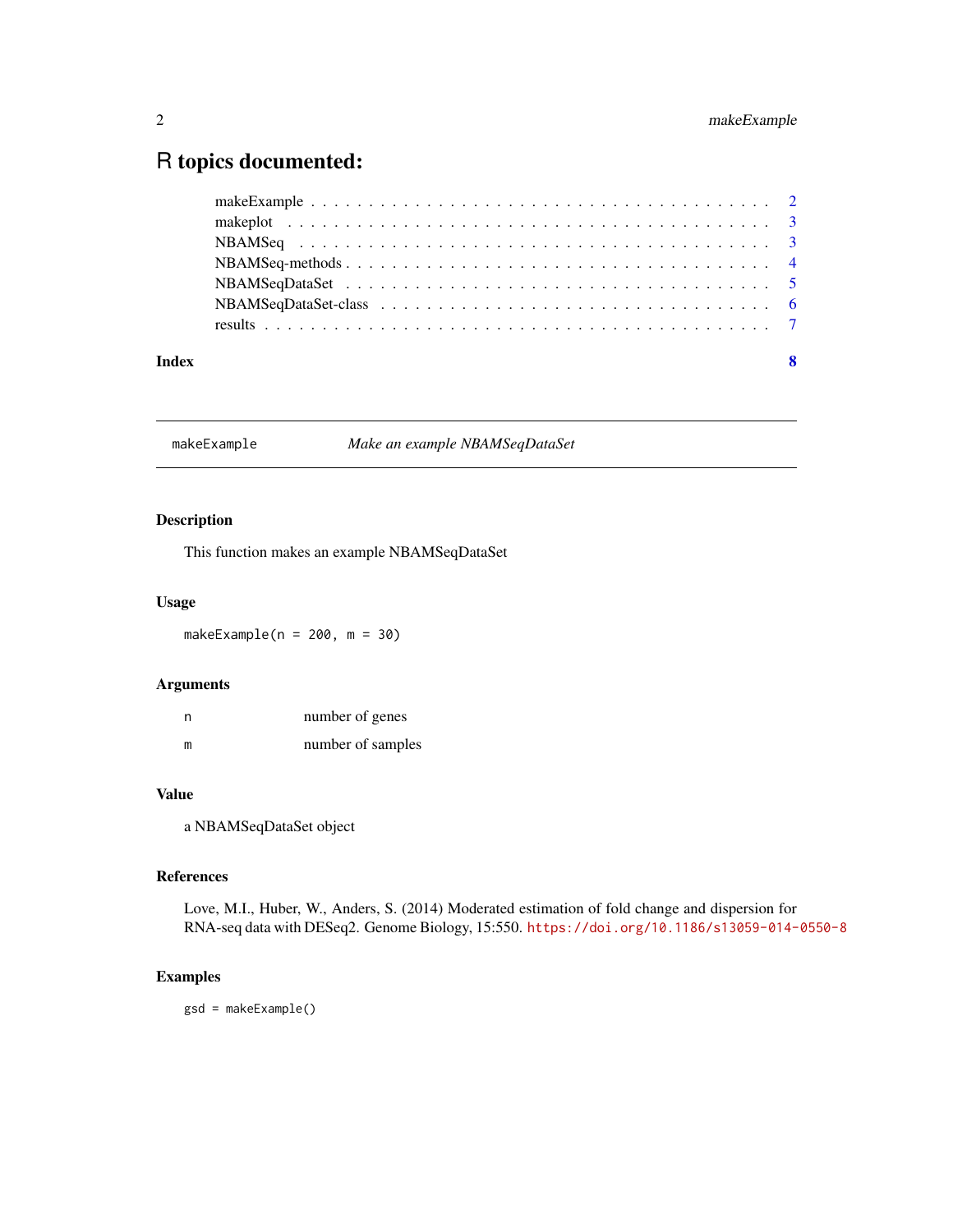# R topics documented:

makeExample . . . . . . . . . . . . . . . . . . . . . . . . . . . . . . . . . . . . . . 2
makeplot . . . . . . . . . . . . . . . . . . . . . . . . . . . . . . . . . . . . . . . . 3
NBAMSeq . . . . . . . . . . . . . . . . . . . . . . . . . . . . . . . . . . . . . . . . 3
NBAMSeq-methods . . . . . . . . . . . . . . . . . . . . . . . . . . . . . . . . . . . 4
NBAMSeqDataSet . . . . . . . . . . . . . . . . . . . . . . . . . . . . . . . . . . . . 5
NBAMSeqDataSet-class . . . . . . . . . . . . . . . . . . . . . . . . . . . . . . . . 6
results . . . . . . . . . . . . . . . . . . . . . . . . . . . . . . . . . . . . . . . . . 7

**Index** **8**

---

`makeExample` *Make an example NBAMSeqDataSet*

---

### Description

This function makes an example NBAMSeqDataSet

### Usage

```
makeExample(n = 200, m = 30)
```

### Arguments

| | |
|---|---|
| n | number of genes |
| m | number of samples |

### Value

a NBAMSeqDataSet object

### References

Love, M.I., Huber, W., Anders, S. (2014) Moderated estimation of fold change and dispersion for RNA-seq data with DESeq2. Genome Biology, 15:550. https://doi.org/10.1186/s13059-014-0550-8

### Examples

```
gsd = makeExample()
```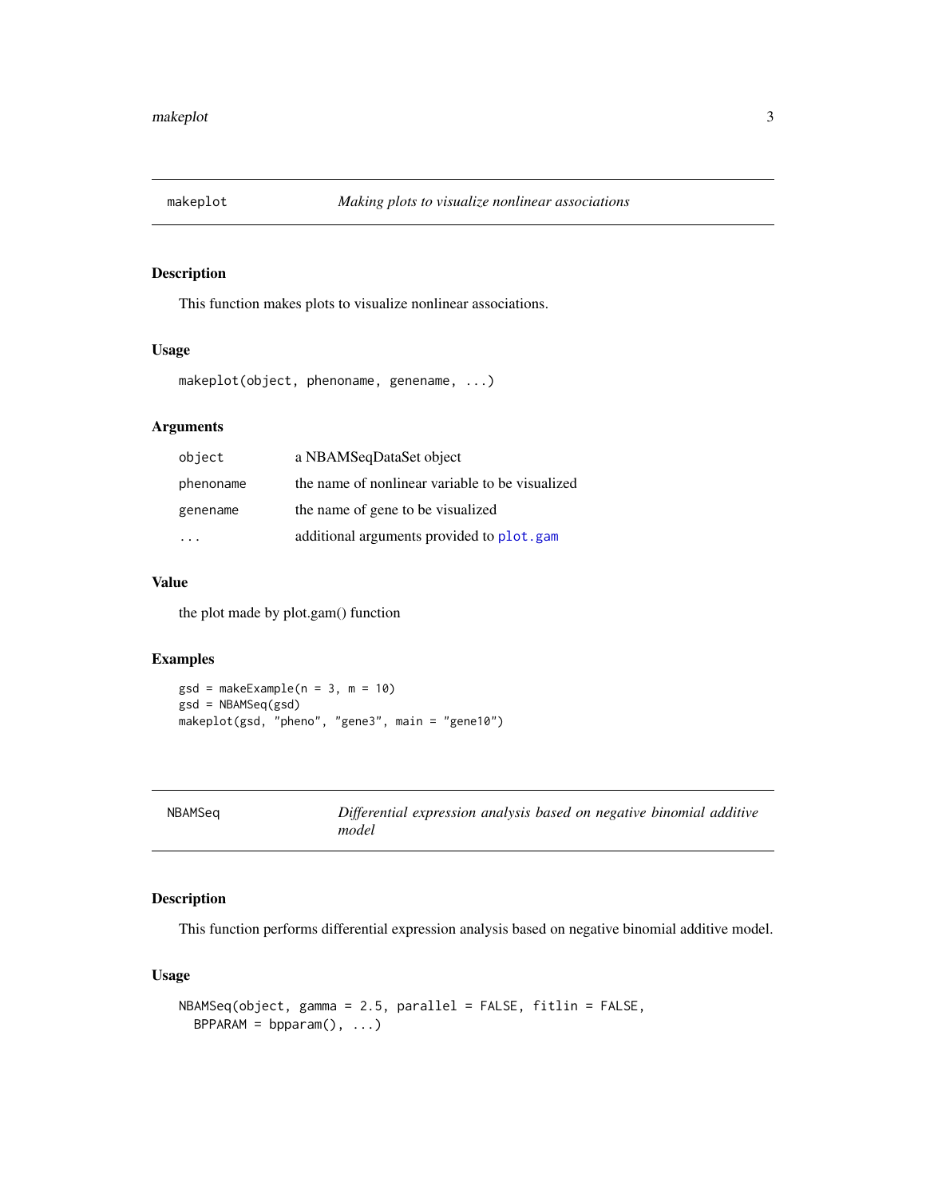## makeplot — *Making plots to visualize nonlinear associations*

### Description

This function makes plots to visualize nonlinear associations.

### Usage

```
makeplot(object, phenoname, genename, ...)
```

### Arguments

| | |
|---|---|
| `object` | a NBAMSeqDataSet object |
| `phenoname` | the name of nonlinear variable to be visualized |
| `genename` | the name of gene to be visualized |
| `...` | additional arguments provided to `plot.gam` |

### Value

the plot made by plot.gam() function

### Examples

```
gsd = makeExample(n = 3, m = 10)
gsd = NBAMSeq(gsd)
makeplot(gsd, "pheno", "gene3", main = "gene10")
```

## NBAMSeq — *Differential expression analysis based on negative binomial additive model*

### Description

This function performs differential expression analysis based on negative binomial additive model.

### Usage

```
NBAMSeq(object, gamma = 2.5, parallel = FALSE, fitlin = FALSE,
  BPPARAM = bpparam(), ...)
```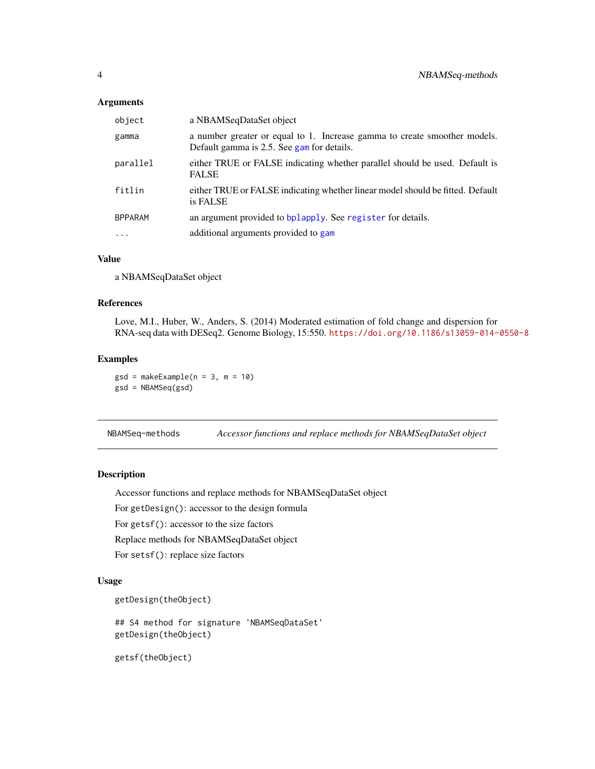### Arguments

| | |
|---|---|
| `object` | a NBAMSeqDataSet object |
| `gamma` | a number greater or equal to 1. Increase gamma to create smoother models. Default gamma is 2.5. See `gam` for details. |
| `parallel` | either TRUE or FALSE indicating whether parallel should be used. Default is FALSE |
| `fitlin` | either TRUE or FALSE indicating whether linear model should be fitted. Default is FALSE |
| `BPPARAM` | an argument provided to `bplapply`. See `register` for details. |
| `...` | additional arguments provided to `gam` |

### Value

a NBAMSeqDataSet object

### References

Love, M.I., Huber, W., Anders, S. (2014) Moderated estimation of fold change and dispersion for RNA-seq data with DESeq2. Genome Biology, 15:550. https://doi.org/10.1186/s13059-014-0550-8

### Examples

```
gsd = makeExample(n = 3, m = 10)
gsd = NBAMSeq(gsd)
```

---

## NBAMSeq-methods — *Accessor functions and replace methods for NBAMSeqDataSet object*

---

### Description

Accessor functions and replace methods for NBAMSeqDataSet object

For `getDesign()`: accessor to the design formula

For `getsf()`: accessor to the size factors

Replace methods for NBAMSeqDataSet object

For `setsf()`: replace size factors

### Usage

```
getDesign(theObject)

## S4 method for signature 'NBAMSeqDataSet'
getDesign(theObject)

getsf(theObject)
```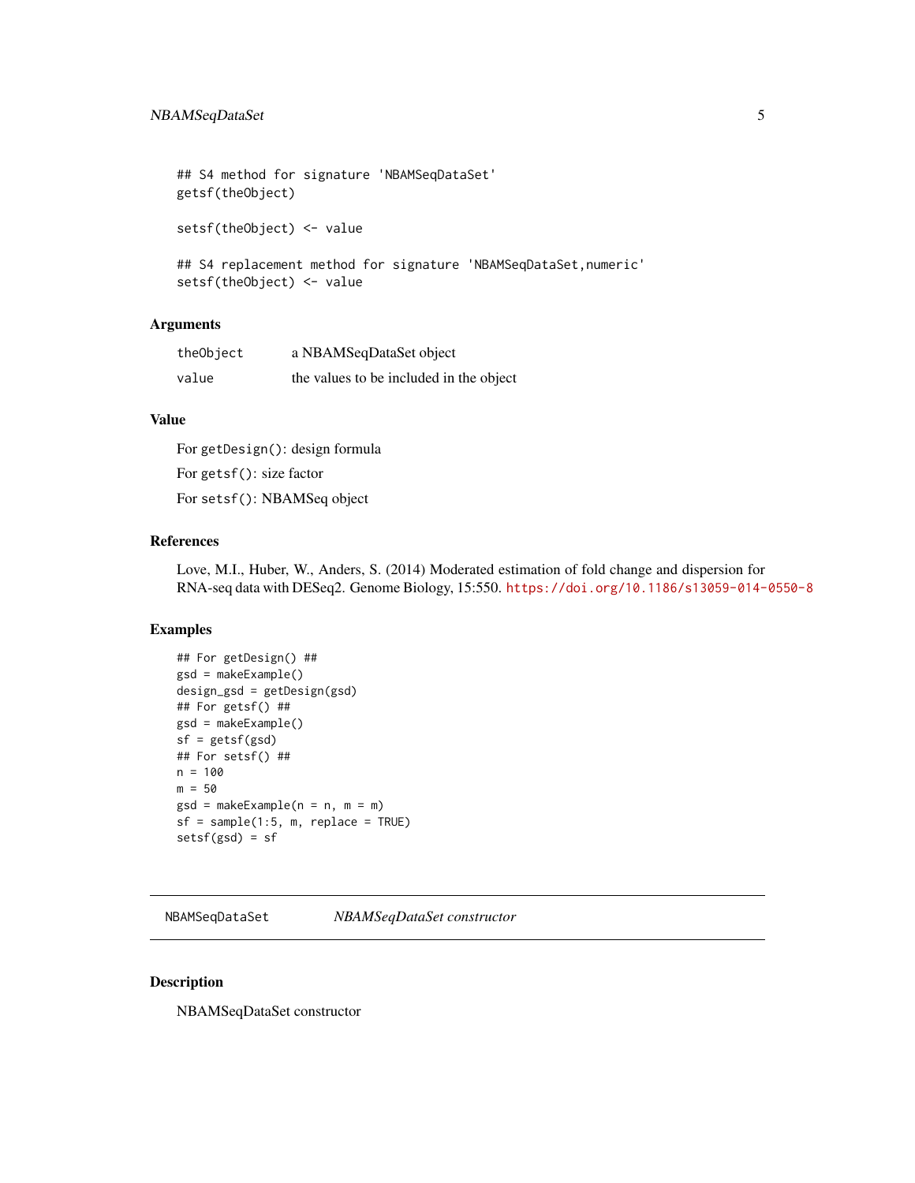```
## S4 method for signature 'NBAMSeqDataSet'
getsf(theObject)

setsf(theObject) <- value

## S4 replacement method for signature 'NBAMSeqDataSet,numeric'
setsf(theObject) <- value
```

## Arguments

| | |
|---|---|
| `theObject` | a NBAMSeqDataSet object |
| `value` | the values to be included in the object |

## Value

For `getDesign()`: design formula

For `getsf()`: size factor

For `setsf()`: NBAMSeq object

## References

Love, M.I., Huber, W., Anders, S. (2014) Moderated estimation of fold change and dispersion for RNA-seq data with DESeq2. Genome Biology, 15:550. https://doi.org/10.1186/s13059-014-0550-8

## Examples

```
## For getDesign() ##
gsd = makeExample()
design_gsd = getDesign(gsd)
## For getsf() ##
gsd = makeExample()
sf = getsf(gsd)
## For setsf() ##
n = 100
m = 50
gsd = makeExample(n = n, m = m)
sf = sample(1:5, m, replace = TRUE)
setsf(gsd) = sf
```

---

# `NBAMSeqDataSet` *NBAMSeqDataSet constructor*

## Description

NBAMSeqDataSet constructor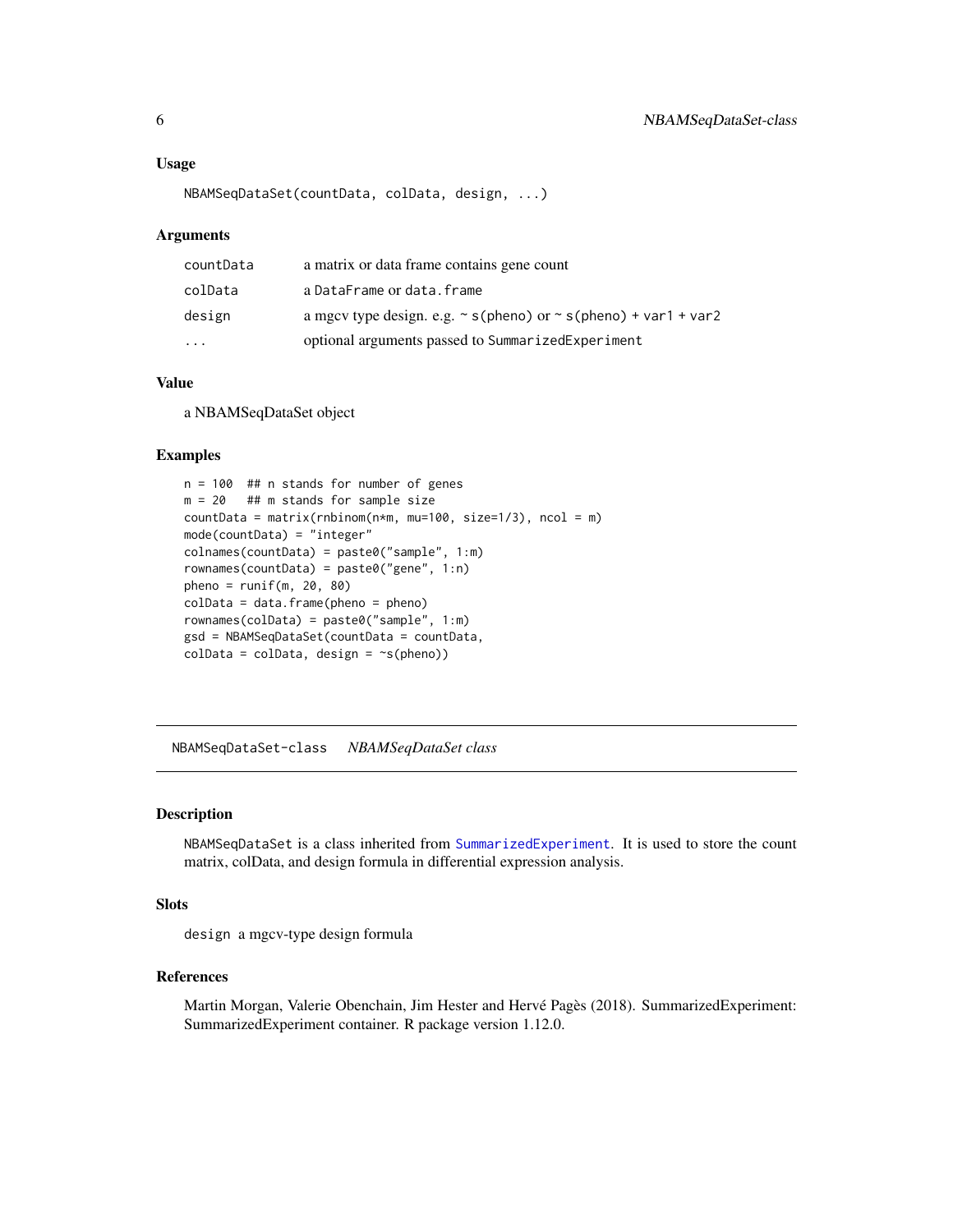### Usage

```
NBAMSeqDataSet(countData, colData, design, ...)
```

### Arguments

| | |
|---|---|
| countData | a matrix or data frame contains gene count |
| colData | a DataFrame or data.frame |
| design | a mgcv type design. e.g. ~ s(pheno) or ~ s(pheno) + var1 + var2 |
| ... | optional arguments passed to SummarizedExperiment |

### Value

a NBAMSeqDataSet object

### Examples

```
n = 100  ## n stands for number of genes
m = 20   ## m stands for sample size
countData = matrix(rnbinom(n*m, mu=100, size=1/3), ncol = m)
mode(countData) = "integer"
colnames(countData) = paste0("sample", 1:m)
rownames(countData) = paste0("gene", 1:n)
pheno = runif(m, 20, 80)
colData = data.frame(pheno = pheno)
rownames(colData) = paste0("sample", 1:m)
gsd = NBAMSeqDataSet(countData = countData,
colData = colData, design = ~s(pheno))
```

---

## NBAMSeqDataSet-class *NBAMSeqDataSet class*

### Description

NBAMSeqDataSet is a class inherited from SummarizedExperiment. It is used to store the count matrix, colData, and design formula in differential expression analysis.

### Slots

design a mgcv-type design formula

### References

Martin Morgan, Valerie Obenchain, Jim Hester and Hervé Pagès (2018). SummarizedExperiment: SummarizedExperiment container. R package version 1.12.0.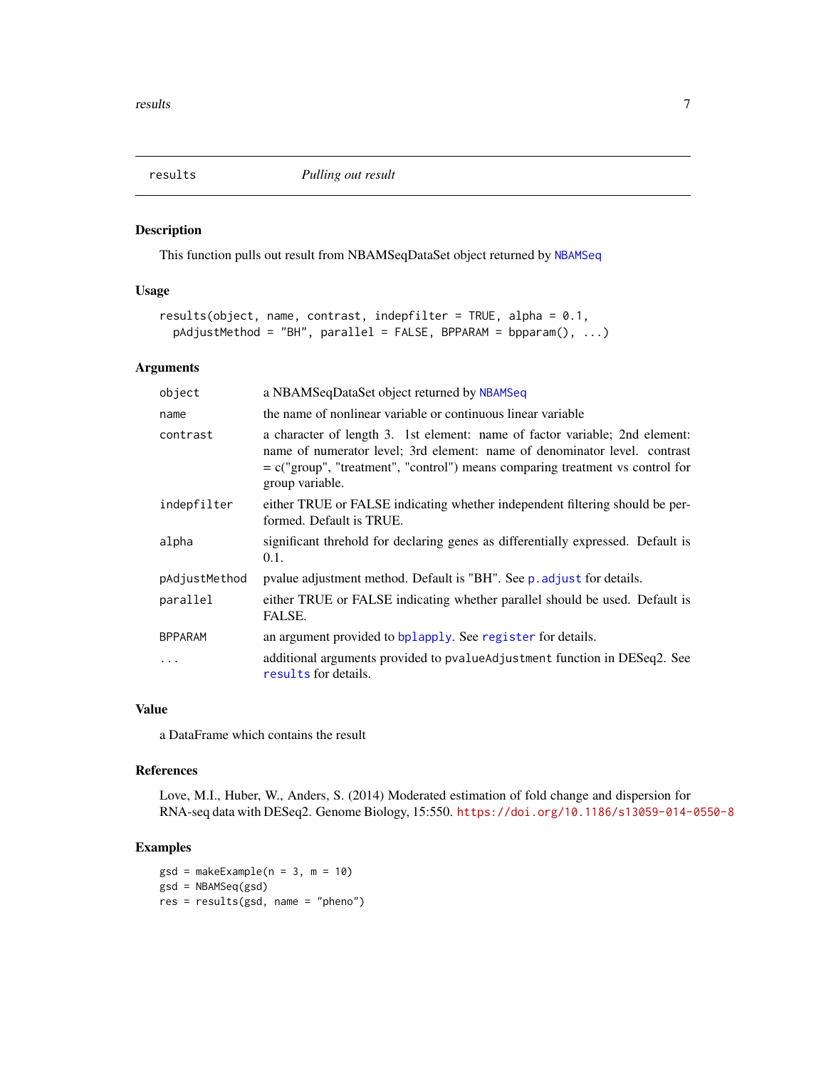## results — *Pulling out result*

### Description

This function pulls out result from NBAMSeqDataSet object returned by `NBAMSeq`

### Usage

```
results(object, name, contrast, indepfilter = TRUE, alpha = 0.1,
  pAdjustMethod = "BH", parallel = FALSE, BPPARAM = bpparam(), ...)
```

### Arguments

| | |
|---|---|
| `object` | a NBAMSeqDataSet object returned by `NBAMSeq` |
| `name` | the name of nonlinear variable or continuous linear variable |
| `contrast` | a character of length 3. 1st element: name of factor variable; 2nd element: name of numerator level; 3rd element: name of denominator level. contrast = c("group", "treatment", "control") means comparing treatment vs control for group variable. |
| `indepfilter` | either TRUE or FALSE indicating whether independent filtering should be performed. Default is TRUE. |
| `alpha` | significant threhold for declaring genes as differentially expressed. Default is 0.1. |
| `pAdjustMethod` | pvalue adjustment method. Default is "BH". See `p.adjust` for details. |
| `parallel` | either TRUE or FALSE indicating whether parallel should be used. Default is FALSE. |
| `BPPARAM` | an argument provided to `bplapply`. See `register` for details. |
| `...` | additional arguments provided to `pvalueAdjustment` function in DESeq2. See `results` for details. |

### Value

a DataFrame which contains the result

### References

Love, M.I., Huber, W., Anders, S. (2014) Moderated estimation of fold change and dispersion for RNA-seq data with DESeq2. Genome Biology, 15:550. https://doi.org/10.1186/s13059-014-0550-8

### Examples

```
gsd = makeExample(n = 3, m = 10)
gsd = NBAMSeq(gsd)
res = results(gsd, name = "pheno")
```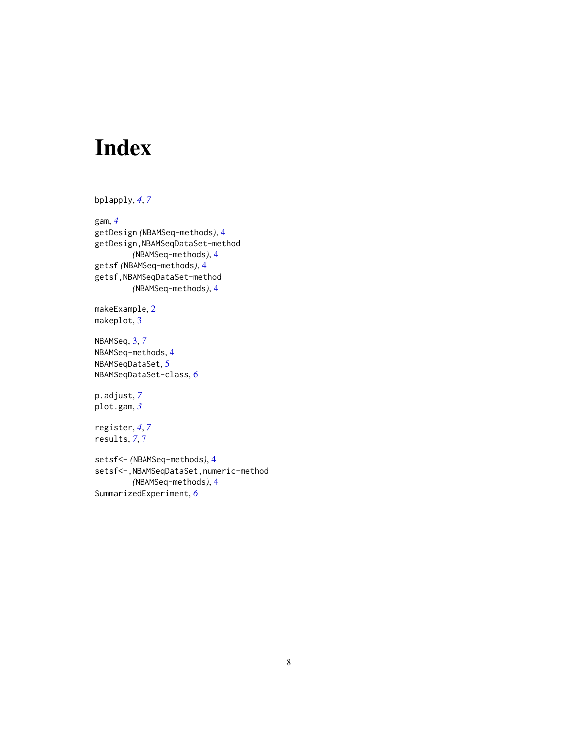# Index

bplapply, *4*, *7*

gam, *4*
getDesign *(*NBAMSeq-methods*)*, 4
getDesign,NBAMSeqDataSet-method
        *(*NBAMSeq-methods*)*, 4
getsf *(*NBAMSeq-methods*)*, 4
getsf,NBAMSeqDataSet-method
        *(*NBAMSeq-methods*)*, 4

makeExample, 2
makeplot, 3

NBAMSeq, 3, *7*
NBAMSeq-methods, 4
NBAMSeqDataSet, 5
NBAMSeqDataSet-class, 6

p.adjust, *7*
plot.gam, *3*

register, *4*, *7*
results, *7*, 7

setsf<- *(*NBAMSeq-methods*)*, 4
setsf<-,NBAMSeqDataSet,numeric-method
        *(*NBAMSeq-methods*)*, 4
SummarizedExperiment, *6*